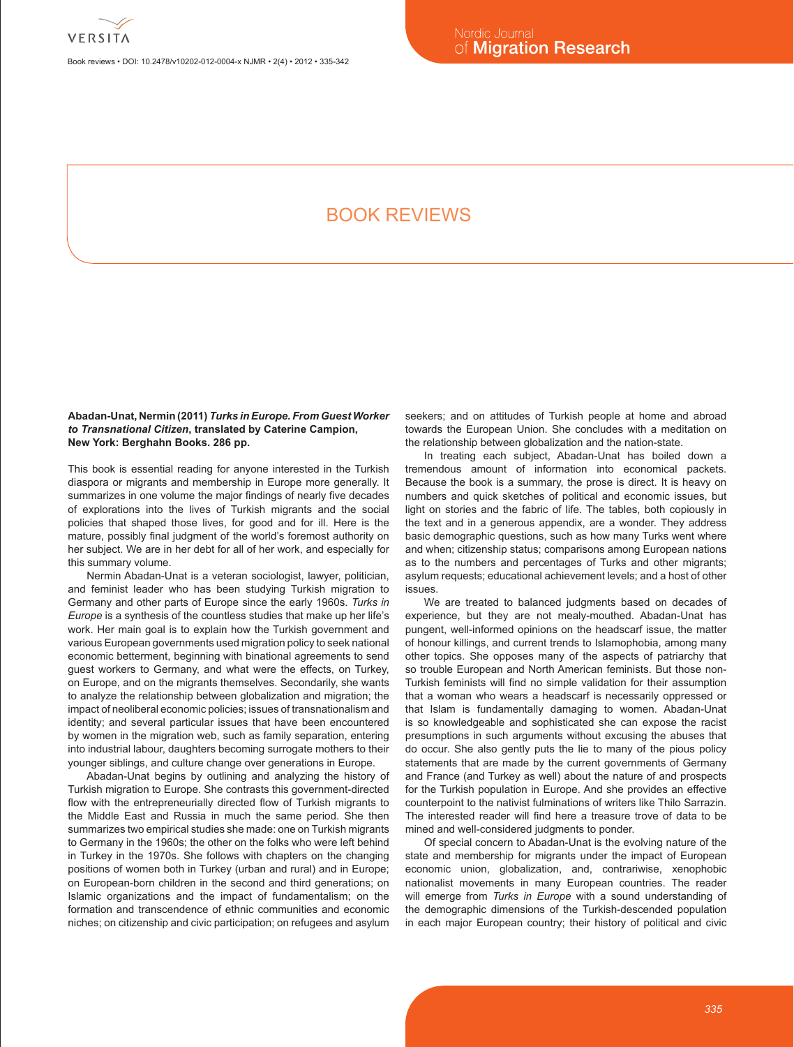# BOOK REVIEWS

**Abadan-Unat, Nermin (2011) *Turks in Europe. From Guest Worker to Transnational Citizen*, translated by Caterine Campion, New York: Berghahn Books. 286 pp.**

This book is essential reading for anyone interested in the Turkish diaspora or migrants and membership in Europe more generally. It summarizes in one volume the major findings of nearly five decades of explorations into the lives of Turkish migrants and the social policies that shaped those lives, for good and for ill. Here is the mature, possibly final judgment of the world's foremost authority on her subject. We are in her debt for all of her work, and especially for this summary volume.

Nermin Abadan-Unat is a veteran sociologist, lawyer, politician, and feminist leader who has been studying Turkish migration to Germany and other parts of Europe since the early 1960s. *Turks in Europe* is a synthesis of the countless studies that make up her life's work. Her main goal is to explain how the Turkish government and various European governments used migration policy to seek national economic betterment, beginning with binational agreements to send guest workers to Germany, and what were the effects, on Turkey, on Europe, and on the migrants themselves. Secondarily, she wants to analyze the relationship between globalization and migration; the impact of neoliberal economic policies; issues of transnationalism and identity; and several particular issues that have been encountered by women in the migration web, such as family separation, entering into industrial labour, daughters becoming surrogate mothers to their younger siblings, and culture change over generations in Europe.

Abadan-Unat begins by outlining and analyzing the history of Turkish migration to Europe. She contrasts this government-directed flow with the entrepreneurially directed flow of Turkish migrants to the Middle East and Russia in much the same period. She then summarizes two empirical studies she made: one on Turkish migrants to Germany in the 1960s; the other on the folks who were left behind in Turkey in the 1970s. She follows with chapters on the changing positions of women both in Turkey (urban and rural) and in Europe; on European-born children in the second and third generations; on Islamic organizations and the impact of fundamentalism; on the formation and transcendence of ethnic communities and economic niches; on citizenship and civic participation; on refugees and asylum seekers; and on attitudes of Turkish people at home and abroad towards the European Union. She concludes with a meditation on the relationship between globalization and the nation-state.

In treating each subject, Abadan-Unat has boiled down a tremendous amount of information into economical packets. Because the book is a summary, the prose is direct. It is heavy on numbers and quick sketches of political and economic issues, but light on stories and the fabric of life. The tables, both copiously in the text and in a generous appendix, are a wonder. They address basic demographic questions, such as how many Turks went where and when; citizenship status; comparisons among European nations as to the numbers and percentages of Turks and other migrants; asylum requests; educational achievement levels; and a host of other issues.

We are treated to balanced judgments based on decades of experience, but they are not mealy-mouthed. Abadan-Unat has pungent, well-informed opinions on the headscarf issue, the matter of honour killings, and current trends to Islamophobia, among many other topics. She opposes many of the aspects of patriarchy that so trouble European and North American feminists. But those non-Turkish feminists will find no simple validation for their assumption that a woman who wears a headscarf is necessarily oppressed or that Islam is fundamentally damaging to women. Abadan-Unat is so knowledgeable and sophisticated she can expose the racist presumptions in such arguments without excusing the abuses that do occur. She also gently puts the lie to many of the pious policy statements that are made by the current governments of Germany and France (and Turkey as well) about the nature of and prospects for the Turkish population in Europe. And she provides an effective counterpoint to the nativist fulminations of writers like Thilo Sarrazin. The interested reader will find here a treasure trove of data to be mined and well-considered judgments to ponder.

Of special concern to Abadan-Unat is the evolving nature of the state and membership for migrants under the impact of European economic union, globalization, and, contrariwise, xenophobic nationalist movements in many European countries. The reader will emerge from *Turks in Europe* with a sound understanding of the demographic dimensions of the Turkish-descended population in each major European country; their history of political and civic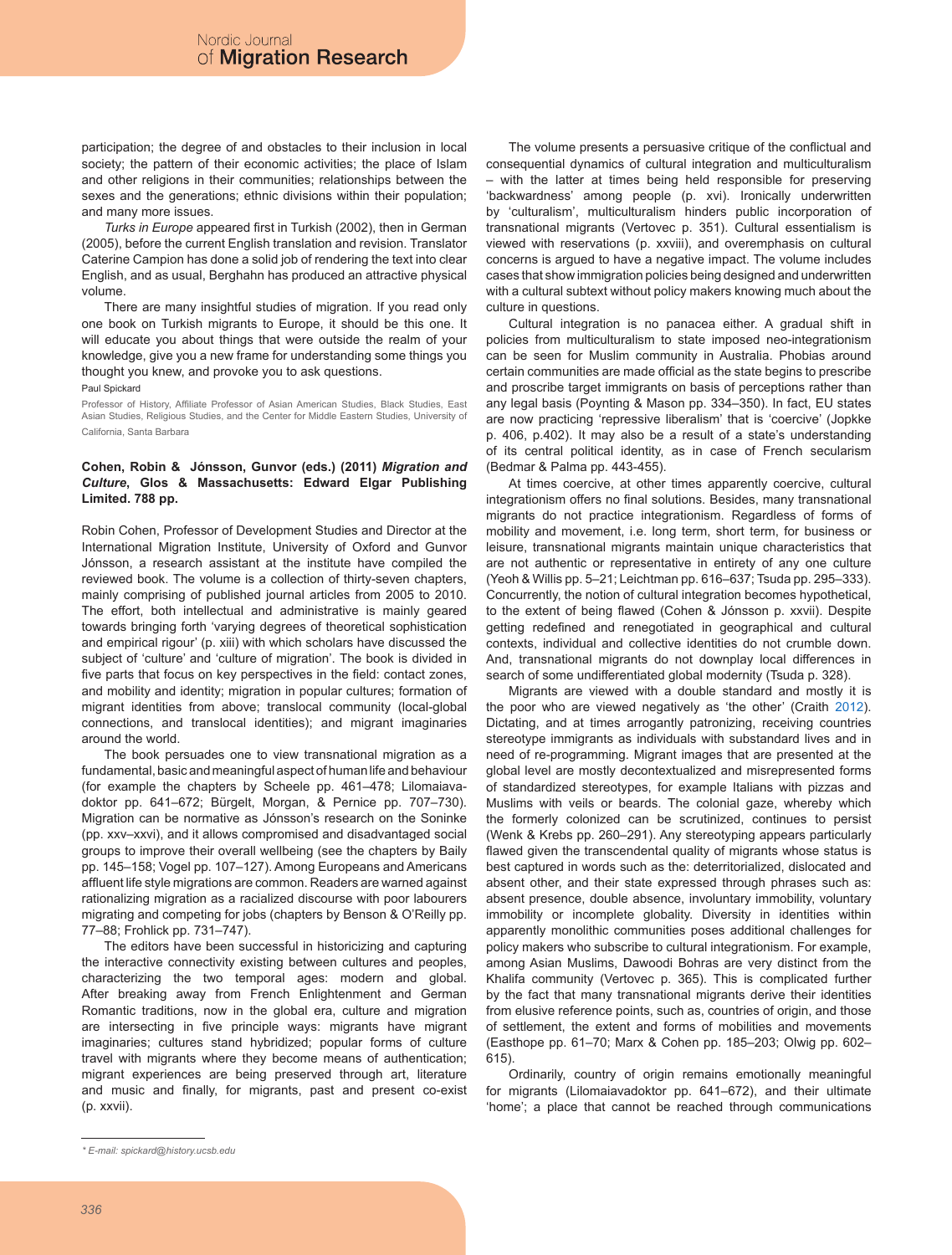participation; the degree of and obstacles to their inclusion in local society; the pattern of their economic activities; the place of Islam and other religions in their communities; relationships between the sexes and the generations; ethnic divisions within their population; and many more issues.

*Turks in Europe* appeared first in Turkish (2002), then in German (2005), before the current English translation and revision. Translator Caterine Campion has done a solid job of rendering the text into clear English, and as usual, Berghahn has produced an attractive physical volume.

There are many insightful studies of migration. If you read only one book on Turkish migrants to Europe, it should be this one. It will educate you about things that were outside the realm of your knowledge, give you a new frame for understanding some things you thought you knew, and provoke you to ask questions.

Paul Spickard

Professor of History, Affiliate Professor of Asian American Studies, Black Studies, East Asian Studies, Religious Studies, and the Center for Middle Eastern Studies, University of California, Santa Barbara

**Cohen, Robin & Jónsson, Gunvor (eds.) (2011) *Migration and Culture*, Glos & Massachusetts: Edward Elgar Publishing Limited. 788 pp.**

Robin Cohen, Professor of Development Studies and Director at the International Migration Institute, University of Oxford and Gunvor Jónsson, a research assistant at the institute have compiled the reviewed book. The volume is a collection of thirty-seven chapters, mainly comprising of published journal articles from 2005 to 2010. The effort, both intellectual and administrative is mainly geared towards bringing forth 'varying degrees of theoretical sophistication and empirical rigour' (p. xiii) with which scholars have discussed the subject of 'culture' and 'culture of migration'. The book is divided in five parts that focus on key perspectives in the field: contact zones, and mobility and identity; migration in popular cultures; formation of migrant identities from above; translocal community (local-global connections, and translocal identities); and migrant imaginaries around the world.

The book persuades one to view transnational migration as a fundamental, basic and meaningful aspect of human life and behaviour (for example the chapters by Scheele pp. 461–478; Lilomaiava-doktor pp. 641–672; Bürgelt, Morgan, & Pernice pp. 707–730). Migration can be normative as Jónsson's research on the Soninke (pp. xxv–xxvi), and it allows compromised and disadvantaged social groups to improve their overall wellbeing (see the chapters by Baily pp. 145–158; Vogel pp. 107–127). Among Europeans and Americans affluent life style migrations are common. Readers are warned against rationalizing migration as a racialized discourse with poor labourers migrating and competing for jobs (chapters by Benson & O'Reilly pp. 77–88; Frohlick pp. 731–747).

The editors have been successful in historicizing and capturing the interactive connectivity existing between cultures and peoples, characterizing the two temporal ages: modern and global. After breaking away from French Enlightenment and German Romantic traditions, now in the global era, culture and migration are intersecting in five principle ways: migrants have migrant imaginaries; cultures stand hybridized; popular forms of culture travel with migrants where they become means of authentication; migrant experiences are being preserved through art, literature and music and finally, for migrants, past and present co-exist (p. xxvii).

The volume presents a persuasive critique of the conflictual and consequential dynamics of cultural integration and multiculturalism – with the latter at times being held responsible for preserving 'backwardness' among people (p. xvi). Ironically underwritten by 'culturalism', multiculturalism hinders public incorporation of transnational migrants (Vertovec p. 351). Cultural essentialism is viewed with reservations (p. xxviii), and overemphasis on cultural concerns is argued to have a negative impact. The volume includes cases that show immigration policies being designed and underwritten with a cultural subtext without policy makers knowing much about the culture in questions.

Cultural integration is no panacea either. A gradual shift in policies from multiculturalism to state imposed neo-integrationism can be seen for Muslim community in Australia. Phobias around certain communities are made official as the state begins to prescribe and proscribe target immigrants on basis of perceptions rather than any legal basis (Poynting & Mason pp. 334–350). In fact, EU states are now practicing 'repressive liberalism' that is 'coercive' (Jopkke p. 406, p.402). It may also be a result of a state's understanding of its central political identity, as in case of French secularism (Bedmar & Palma pp. 443-455).

At times coercive, at other times apparently coercive, cultural integrationism offers no final solutions. Besides, many transnational migrants do not practice integrationism. Regardless of forms of mobility and movement, i.e. long term, short term, for business or leisure, transnational migrants maintain unique characteristics that are not authentic or representative in entirety of any one culture (Yeoh & Willis pp. 5–21; Leichtman pp. 616–637; Tsuda pp. 295–333). Concurrently, the notion of cultural integration becomes hypothetical, to the extent of being flawed (Cohen & Jónsson p. xxvii). Despite getting redefined and renegotiated in geographical and cultural contexts, individual and collective identities do not crumble down. And, transnational migrants do not downplay local differences in search of some undifferentiated global modernity (Tsuda p. 328).

Migrants are viewed with a double standard and mostly it is the poor who are viewed negatively as 'the other' (Craith 2012). Dictating, and at times arrogantly patronizing, receiving countries stereotype immigrants as individuals with substandard lives and in need of re-programming. Migrant images that are presented at the global level are mostly decontextualized and misrepresented forms of standardized stereotypes, for example Italians with pizzas and Muslims with veils or beards. The colonial gaze, whereby which the formerly colonized can be scrutinized, continues to persist (Wenk & Krebs pp. 260–291). Any stereotyping appears particularly flawed given the transcendental quality of migrants whose status is best captured in words such as the: deterritorialized, dislocated and absent other, and their state expressed through phrases such as: absent presence, double absence, involuntary immobility, voluntary immobility or incomplete globality. Diversity in identities within apparently monolithic communities poses additional challenges for policy makers who subscribe to cultural integrationism. For example, among Asian Muslims, Dawoodi Bohras are very distinct from the Khalifa community (Vertovec p. 365). This is complicated further by the fact that many transnational migrants derive their identities from elusive reference points, such as, countries of origin, and those of settlement, the extent and forms of mobilities and movements (Easthope pp. 61–70; Marx & Cohen pp. 185–203; Olwig pp. 602–615).

Ordinarily, country of origin remains emotionally meaningful for migrants (Lilomaiavadoktor pp. 641–672), and their ultimate 'home'; a place that cannot be reached through communications

* E-mail: spickard@history.ucsb.edu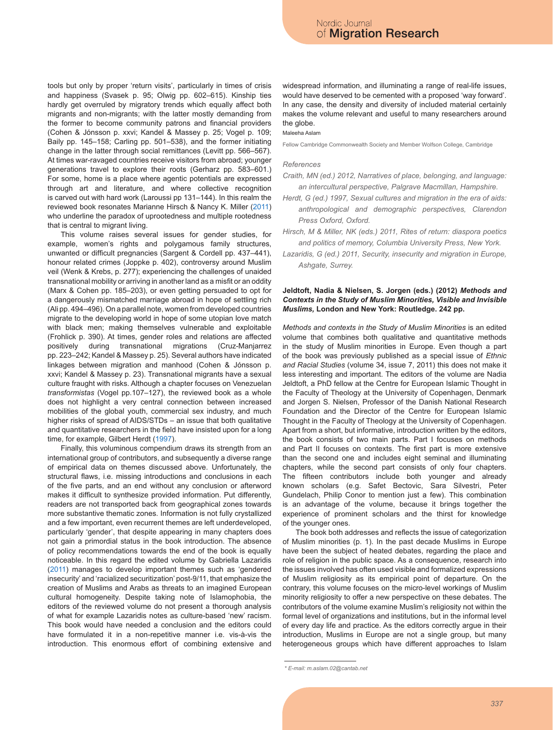tools but only by proper 'return visits', particularly in times of crisis and happiness (Svasek p. 95; Olwig pp. 602–615). Kinship ties hardly get overruled by migratory trends which equally affect both migrants and non-migrants; with the latter mostly demanding from the former to become community patrons and financial providers (Cohen & Jónsson p. xxvi; Kandel & Massey p. 25; Vogel p. 109; Baily pp. 145–158; Carling pp. 501–538), and the former initiating change in the latter through social remittances (Levitt pp. 566–567). At times war-ravaged countries receive visitors from abroad; younger generations travel to explore their roots (Gerharz pp. 583–601.) For some, home is a place where agentic potentials are expressed through art and literature, and where collective recognition is carved out with hard work (Laroussi pp 131–144). In this realm the reviewed book resonates Marianne Hirsch & Nancy K. Miller (2011) who underline the paradox of uprootedness and multiple rootedness that is central to migrant living.

This volume raises several issues for gender studies, for example, women's rights and polygamous family structures, unwanted or difficult pregnancies (Sargent & Cordell pp. 437–441), honour related crimes (Joppke p. 402), controversy around Muslim veil (Wenk & Krebs, p. 277); experiencing the challenges of unaided transnational mobility or arriving in another land as a misfit or an oddity (Marx & Cohen pp. 185–203), or even getting persuaded to opt for a dangerously mismatched marriage abroad in hope of settling rich (Ali pp. 494–496). On a parallel note, women from developed countries migrate to the developing world in hope of some utopian love match with black men; making themselves vulnerable and exploitable (Frohlick p. 390). At times, gender roles and relations are affected positively during transnational migrations (Cruz-Manjarrez pp. 223–242; Kandel & Massey p. 25). Several authors have indicated linkages between migration and manhood (Cohen & Jónsson p. xxvi; Kandel & Massey p. 23). Transnational migrants have a sexual culture fraught with risks. Although a chapter focuses on Venezuelan *transformistas* (Vogel pp.107–127), the reviewed book as a whole does not highlight a very central connection between increased mobilities of the global youth, commercial sex industry, and much higher risks of spread of AIDS/STDs – an issue that both qualitative and quantitative researchers in the field have insisted upon for a long time, for example, Gilbert Herdt (1997).

Finally, this voluminous compendium draws its strength from an international group of contributors, and subsequently a diverse range of empirical data on themes discussed above. Unfortunately, the structural flaws, i.e. missing introductions and conclusions in each of the five parts, and an end without any conclusion or afterword makes it difficult to synthesize provided information. Put differently, readers are not transported back from geographical zones towards more substantive thematic zones. Information is not fully crystallized and a few important, even recurrent themes are left underdeveloped, particularly 'gender', that despite appearing in many chapters does not gain a primordial status in the book introduction. The absence of policy recommendations towards the end of the book is equally noticeable. In this regard the edited volume by Gabriella Lazaridis (2011) manages to develop important themes such as 'gendered insecurity' and 'racialized securitization' post-9/11, that emphasize the creation of Muslims and Arabs as threats to an imagined European cultural homogeneity. Despite taking note of Islamophobia, the editors of the reviewed volume do not present a thorough analysis of what for example Lazaridis notes as culture-based 'new' racism. This book would have needed a conclusion and the editors could have formulated it in a non-repetitive manner i.e. vis-à-vis the introduction. This enormous effort of combining extensive and widespread information, and illuminating a range of real-life issues, would have deserved to be cemented with a proposed 'way forward'. In any case, the density and diversity of included material certainly makes the volume relevant and useful to many researchers around the globe.

Maleeha Aslam

Fellow Cambridge Commonwealth Society and Member Wolfson College, Cambridge

*References*

*Craith, MN (ed.) 2012, Narratives of place, belonging, and language: an intercultural perspective, Palgrave Macmillan, Hampshire.*

*Herdt, G (ed.) 1997, Sexual cultures and migration in the era of aids: anthropological and demographic perspectives, Clarendon Press Oxford, Oxford.*

*Hirsch, M & Miller, NK (eds.) 2011, Rites of return: diaspora poetics and politics of memory, Columbia University Press, New York.*

*Lazaridis, G (ed.) 2011, Security, insecurity and migration in Europe, Ashgate, Surrey.*

**Jeldtoft, Nadia & Nielsen, S. Jorgen (eds.) (2012) *Methods and Contexts in the Study of Muslim Minorities, Visible and Invisible Muslims,* London and New York: Routledge. 242 pp.**

*Methods and contexts in the Study of Muslim Minorities* is an edited volume that combines both qualitative and quantitative methods in the study of Muslim minorities in Europe. Even though a part of the book was previously published as a special issue of *Ethnic and Racial Studies* (volume 34, issue 7, 2011) this does not make it less interesting and important. The editors of the volume are Nadia Jeldtoft, a PhD fellow at the Centre for European Islamic Thought in the Faculty of Theology at the University of Copenhagen, Denmark and Jorgen S. Nielsen, Professor of the Danish National Research Foundation and the Director of the Centre for European Islamic Thought in the Faculty of Theology at the University of Copenhagen. Apart from a short, but informative, introduction written by the editors, the book consists of two main parts. Part I focuses on methods and Part II focuses on contexts. The first part is more extensive than the second one and includes eight seminal and illuminating chapters, while the second part consists of only four chapters. The fifteen contributors include both younger and already known scholars (e.g. Safet Bectovic, Sara Silvestri, Peter Gundelach, Philip Conor to mention just a few). This combination is an advantage of the volume, because it brings together the experience of prominent scholars and the thirst for knowledge of the younger ones.

The book both addresses and reflects the issue of categorization of Muslim minorities (p. 1). In the past decade Muslims in Europe have been the subject of heated debates, regarding the place and role of religion in the public space. As a consequence, research into the issues involved has often used visible and formalized expressions of Muslim religiosity as its empirical point of departure. On the contrary, this volume focuses on the micro-level workings of Muslim minority religiosity to offer a new perspective on these debates. The contributors of the volume examine Muslim's religiosity not within the formal level of organizations and institutions, but in the informal level of every day life and practice. As the editors correctly argue in their introduction, Muslims in Europe are not a single group, but many heterogeneous groups which have different approaches to Islam

* *E-mail: m.aslam.02@cantab.net*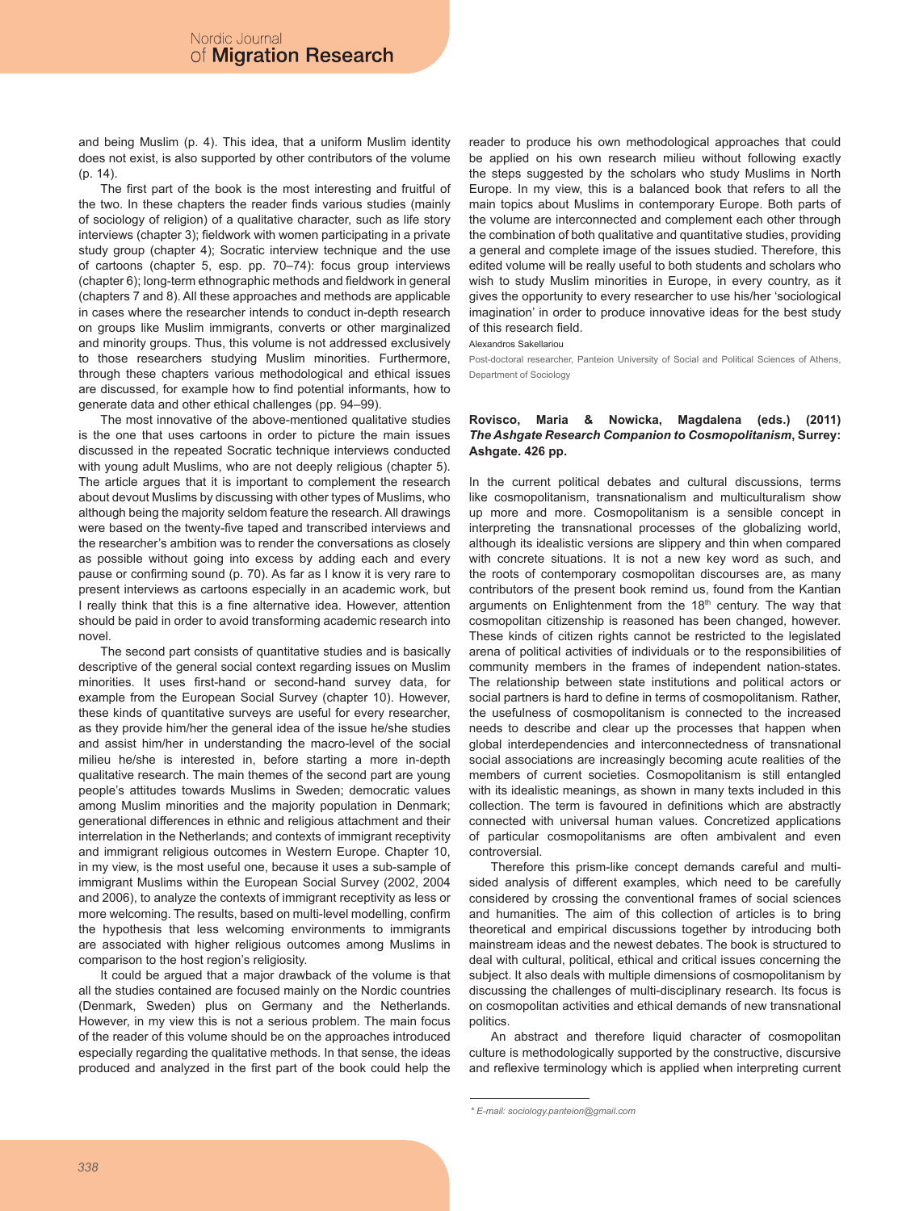and being Muslim (p. 4). This idea, that a uniform Muslim identity does not exist, is also supported by other contributors of the volume (p. 14).

The first part of the book is the most interesting and fruitful of the two. In these chapters the reader finds various studies (mainly of sociology of religion) of a qualitative character, such as life story interviews (chapter 3); fieldwork with women participating in a private study group (chapter 4); Socratic interview technique and the use of cartoons (chapter 5, esp. pp. 70–74): focus group interviews (chapter 6); long-term ethnographic methods and fieldwork in general (chapters 7 and 8). All these approaches and methods are applicable in cases where the researcher intends to conduct in-depth research on groups like Muslim immigrants, converts or other marginalized and minority groups. Thus, this volume is not addressed exclusively to those researchers studying Muslim minorities. Furthermore, through these chapters various methodological and ethical issues are discussed, for example how to find potential informants, how to generate data and other ethical challenges (pp. 94–99).

The most innovative of the above-mentioned qualitative studies is the one that uses cartoons in order to picture the main issues discussed in the repeated Socratic technique interviews conducted with young adult Muslims, who are not deeply religious (chapter 5). The article argues that it is important to complement the research about devout Muslims by discussing with other types of Muslims, who although being the majority seldom feature the research. All drawings were based on the twenty-five taped and transcribed interviews and the researcher's ambition was to render the conversations as closely as possible without going into excess by adding each and every pause or confirming sound (p. 70). As far as I know it is very rare to present interviews as cartoons especially in an academic work, but I really think that this is a fine alternative idea. However, attention should be paid in order to avoid transforming academic research into novel.

The second part consists of quantitative studies and is basically descriptive of the general social context regarding issues on Muslim minorities. It uses first-hand or second-hand survey data, for example from the European Social Survey (chapter 10). However, these kinds of quantitative surveys are useful for every researcher, as they provide him/her the general idea of the issue he/she studies and assist him/her in understanding the macro-level of the social milieu he/she is interested in, before starting a more in-depth qualitative research. The main themes of the second part are young people's attitudes towards Muslims in Sweden; democratic values among Muslim minorities and the majority population in Denmark; generational differences in ethnic and religious attachment and their interrelation in the Netherlands; and contexts of immigrant receptivity and immigrant religious outcomes in Western Europe. Chapter 10, in my view, is the most useful one, because it uses a sub-sample of immigrant Muslims within the European Social Survey (2002, 2004 and 2006), to analyze the contexts of immigrant receptivity as less or more welcoming. The results, based on multi-level modelling, confirm the hypothesis that less welcoming environments to immigrants are associated with higher religious outcomes among Muslims in comparison to the host region's religiosity.

It could be argued that a major drawback of the volume is that all the studies contained are focused mainly on the Nordic countries (Denmark, Sweden) plus on Germany and the Netherlands. However, in my view this is not a serious problem. The main focus of the reader of this volume should be on the approaches introduced especially regarding the qualitative methods. In that sense, the ideas produced and analyzed in the first part of the book could help the reader to produce his own methodological approaches that could be applied on his own research milieu without following exactly the steps suggested by the scholars who study Muslims in North Europe. In my view, this is a balanced book that refers to all the main topics about Muslims in contemporary Europe. Both parts of the volume are interconnected and complement each other through the combination of both qualitative and quantitative studies, providing a general and complete image of the issues studied. Therefore, this edited volume will be really useful to both students and scholars who wish to study Muslim minorities in Europe, in every country, as it gives the opportunity to every researcher to use his/her 'sociological imagination' in order to produce innovative ideas for the best study of this research field.

Alexandros Sakellariou

Post-doctoral researcher, Panteion University of Social and Political Sciences of Athens, Department of Sociology

**Rovisco, Maria & Nowicka, Magdalena (eds.) (2011) *The Ashgate Research Companion to Cosmopolitanism*, Surrey: Ashgate. 426 pp.**

In the current political debates and cultural discussions, terms like cosmopolitanism, transnationalism and multiculturalism show up more and more. Cosmopolitanism is a sensible concept in interpreting the transnational processes of the globalizing world, although its idealistic versions are slippery and thin when compared with concrete situations. It is not a new key word as such, and the roots of contemporary cosmopolitan discourses are, as many contributors of the present book remind us, found from the Kantian arguments on Enlightenment from the 18th century. The way that cosmopolitan citizenship is reasoned has been changed, however. These kinds of citizen rights cannot be restricted to the legislated arena of political activities of individuals or to the responsibilities of community members in the frames of independent nation-states. The relationship between state institutions and political actors or social partners is hard to define in terms of cosmopolitanism. Rather, the usefulness of cosmopolitanism is connected to the increased needs to describe and clear up the processes that happen when global interdependencies and interconnectedness of transnational social associations are increasingly becoming acute realities of the members of current societies. Cosmopolitanism is still entangled with its idealistic meanings, as shown in many texts included in this collection. The term is favoured in definitions which are abstractly connected with universal human values. Concretized applications of particular cosmopolitanisms are often ambivalent and even controversial.

Therefore this prism-like concept demands careful and multi-sided analysis of different examples, which need to be carefully considered by crossing the conventional frames of social sciences and humanities. The aim of this collection of articles is to bring theoretical and empirical discussions together by introducing both mainstream ideas and the newest debates. The book is structured to deal with cultural, political, ethical and critical issues concerning the subject. It also deals with multiple dimensions of cosmopolitanism by discussing the challenges of multi-disciplinary research. Its focus is on cosmopolitan activities and ethical demands of new transnational politics.

An abstract and therefore liquid character of cosmopolitan culture is methodologically supported by the constructive, discursive and reflexive terminology which is applied when interpreting current

* E-mail: sociology.panteion@gmail.com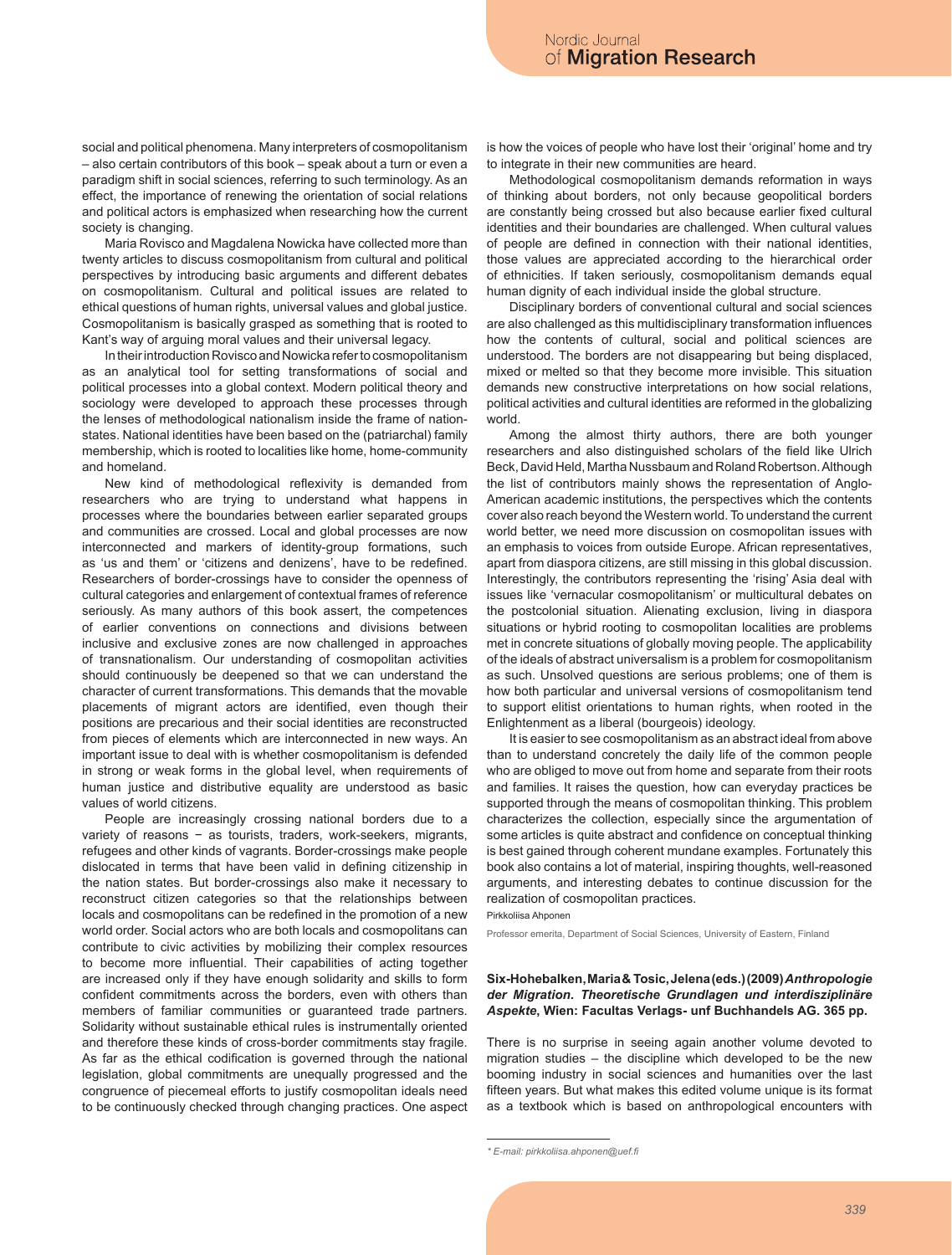social and political phenomena. Many interpreters of cosmopolitanism – also certain contributors of this book – speak about a turn or even a paradigm shift in social sciences, referring to such terminology. As an effect, the importance of renewing the orientation of social relations and political actors is emphasized when researching how the current society is changing.

Maria Rovisco and Magdalena Nowicka have collected more than twenty articles to discuss cosmopolitanism from cultural and political perspectives by introducing basic arguments and different debates on cosmopolitanism. Cultural and political issues are related to ethical questions of human rights, universal values and global justice. Cosmopolitanism is basically grasped as something that is rooted to Kant's way of arguing moral values and their universal legacy.

In their introduction Rovisco and Nowicka refer to cosmopolitanism as an analytical tool for setting transformations of social and political processes into a global context. Modern political theory and sociology were developed to approach these processes through the lenses of methodological nationalism inside the frame of nation-states. National identities have been based on the (patriarchal) family membership, which is rooted to localities like home, home-community and homeland.

New kind of methodological reflexivity is demanded from researchers who are trying to understand what happens in processes where the boundaries between earlier separated groups and communities are crossed. Local and global processes are now interconnected and markers of identity-group formations, such as 'us and them' or 'citizens and denizens', have to be redefined. Researchers of border-crossings have to consider the openness of cultural categories and enlargement of contextual frames of reference seriously. As many authors of this book assert, the competences of earlier conventions on connections and divisions between inclusive and exclusive zones are now challenged in approaches of transnationalism. Our understanding of cosmopolitan activities should continuously be deepened so that we can understand the character of current transformations. This demands that the movable placements of migrant actors are identified, even though their positions are precarious and their social identities are reconstructed from pieces of elements which are interconnected in new ways. An important issue to deal with is whether cosmopolitanism is defended in strong or weak forms in the global level, when requirements of human justice and distributive equality are understood as basic values of world citizens.

People are increasingly crossing national borders due to a variety of reasons − as tourists, traders, work-seekers, migrants, refugees and other kinds of vagrants. Border-crossings make people dislocated in terms that have been valid in defining citizenship in the nation states. But border-crossings also make it necessary to reconstruct citizen categories so that the relationships between locals and cosmopolitans can be redefined in the promotion of a new world order. Social actors who are both locals and cosmopolitans can contribute to civic activities by mobilizing their complex resources to become more influential. Their capabilities of acting together are increased only if they have enough solidarity and skills to form confident commitments across the borders, even with others than members of familiar communities or guaranteed trade partners. Solidarity without sustainable ethical rules is instrumentally oriented and therefore these kinds of cross-border commitments stay fragile. As far as the ethical codification is governed through the national legislation, global commitments are unequally progressed and the congruence of piecemeal efforts to justify cosmopolitan ideals need to be continuously checked through changing practices. One aspect is how the voices of people who have lost their 'original' home and try to integrate in their new communities are heard.

Methodological cosmopolitanism demands reformation in ways of thinking about borders, not only because geopolitical borders are constantly being crossed but also because earlier fixed cultural identities and their boundaries are challenged. When cultural values of people are defined in connection with their national identities, those values are appreciated according to the hierarchical order of ethnicities. If taken seriously, cosmopolitanism demands equal human dignity of each individual inside the global structure.

Disciplinary borders of conventional cultural and social sciences are also challenged as this multidisciplinary transformation influences how the contents of cultural, social and political sciences are understood. The borders are not disappearing but being displaced, mixed or melted so that they become more invisible. This situation demands new constructive interpretations on how social relations, political activities and cultural identities are reformed in the globalizing world.

Among the almost thirty authors, there are both younger researchers and also distinguished scholars of the field like Ulrich Beck, David Held, Martha Nussbaum and Roland Robertson. Although the list of contributors mainly shows the representation of Anglo-American academic institutions, the perspectives which the contents cover also reach beyond the Western world. To understand the current world better, we need more discussion on cosmopolitan issues with an emphasis to voices from outside Europe. African representatives, apart from diaspora citizens, are still missing in this global discussion. Interestingly, the contributors representing the 'rising' Asia deal with issues like 'vernacular cosmopolitanism' or multicultural debates on the postcolonial situation. Alienating exclusion, living in diaspora situations or hybrid rooting to cosmopolitan localities are problems met in concrete situations of globally moving people. The applicability of the ideals of abstract universalism is a problem for cosmopolitanism as such. Unsolved questions are serious problems; one of them is how both particular and universal versions of cosmopolitanism tend to support elitist orientations to human rights, when rooted in the Enlightenment as a liberal (bourgeois) ideology.

It is easier to see cosmopolitanism as an abstract ideal from above than to understand concretely the daily life of the common people who are obliged to move out from home and separate from their roots and families. It raises the question, how can everyday practices be supported through the means of cosmopolitan thinking. This problem characterizes the collection, especially since the argumentation of some articles is quite abstract and confidence on conceptual thinking is best gained through coherent mundane examples. Fortunately this book also contains a lot of material, inspiring thoughts, well-reasoned arguments, and interesting debates to continue discussion for the realization of cosmopolitan practices.

Pirkkoliisa Ahponen

Professor emerita, Department of Social Sciences, University of Eastern, Finland

**Six-Hohebalken, Maria & Tosic, Jelena (eds.) (2009)** ***Anthropologie der Migration. Theoretische Grundlagen und interdisziplinäre Aspekte*****, Wien: Facultas Verlags- unf Buchhandels AG. 365 pp.**

There is no surprise in seeing again another volume devoted to migration studies – the discipline which developed to be the new booming industry in social sciences and humanities over the last fifteen years. But what makes this edited volume unique is its format as a textbook which is based on anthropological encounters with

* E-mail: pirkkoliisa.ahponen@uef.fi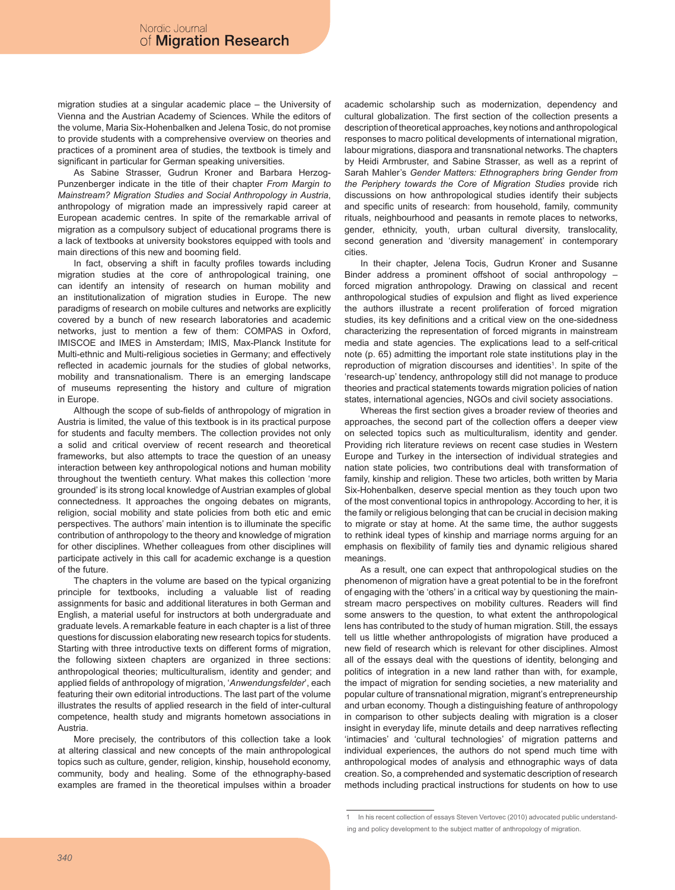migration studies at a singular academic place – the University of Vienna and the Austrian Academy of Sciences. While the editors of the volume, Maria Six-Hohenbalken and Jelena Tosic, do not promise to provide students with a comprehensive overview on theories and practices of a prominent area of studies, the textbook is timely and significant in particular for German speaking universities.

As Sabine Strasser, Gudrun Kroner and Barbara Herzog-Punzenberger indicate in the title of their chapter *From Margin to Mainstream? Migration Studies and Social Anthropology in Austria*, anthropology of migration made an impressively rapid career at European academic centres. In spite of the remarkable arrival of migration as a compulsory subject of educational programs there is a lack of textbooks at university bookstores equipped with tools and main directions of this new and booming field.

In fact, observing a shift in faculty profiles towards including migration studies at the core of anthropological training, one can identify an intensity of research on human mobility and an institutionalization of migration studies in Europe. The new paradigms of research on mobile cultures and networks are explicitly covered by a bunch of new research laboratories and academic networks, just to mention a few of them: COMPAS in Oxford, IMISCOE and IMES in Amsterdam; IMIS, Max-Planck Institute for Multi-ethnic and Multi-religious societies in Germany; and effectively reflected in academic journals for the studies of global networks, mobility and transnationalism. There is an emerging landscape of museums representing the history and culture of migration in Europe.

Although the scope of sub-fields of anthropology of migration in Austria is limited, the value of this textbook is in its practical purpose for students and faculty members. The collection provides not only a solid and critical overview of recent research and theoretical frameworks, but also attempts to trace the question of an uneasy interaction between key anthropological notions and human mobility throughout the twentieth century. What makes this collection 'more grounded' is its strong local knowledge of Austrian examples of global connectedness. It approaches the ongoing debates on migrants, religion, social mobility and state policies from both etic and emic perspectives. The authors' main intention is to illuminate the specific contribution of anthropology to the theory and knowledge of migration for other disciplines. Whether colleagues from other disciplines will participate actively in this call for academic exchange is a question of the future.

The chapters in the volume are based on the typical organizing principle for textbooks, including a valuable list of reading assignments for basic and additional literatures in both German and English, a material useful for instructors at both undergraduate and graduate levels. A remarkable feature in each chapter is a list of three questions for discussion elaborating new research topics for students. Starting with three introductive texts on different forms of migration, the following sixteen chapters are organized in three sections: anthropological theories; multiculturalism, identity and gender; and applied fields of anthropology of migration, '*Anwendungsfelder*', each featuring their own editorial introductions. The last part of the volume illustrates the results of applied research in the field of inter-cultural competence, health study and migrants hometown associations in Austria.

More precisely, the contributors of this collection take a look at altering classical and new concepts of the main anthropological topics such as culture, gender, religion, kinship, household economy, community, body and healing. Some of the ethnography-based examples are framed in the theoretical impulses within a broader academic scholarship such as modernization, dependency and cultural globalization. The first section of the collection presents a description of theoretical approaches, key notions and anthropological responses to macro political developments of international migration, labour migrations, diaspora and transnational networks. The chapters by Heidi Armbruster, and Sabine Strasser, as well as a reprint of Sarah Mahler's *Gender Matters: Ethnographers bring Gender from the Periphery towards the Core of Migration Studies* provide rich discussions on how anthropological studies identify their subjects and specific units of research: from household, family, community rituals, neighbourhood and peasants in remote places to networks, gender, ethnicity, youth, urban cultural diversity, translocality, second generation and 'diversity management' in contemporary cities.

In their chapter, Jelena Tocis, Gudrun Kroner and Susanne Binder address a prominent offshoot of social anthropology – forced migration anthropology. Drawing on classical and recent anthropological studies of expulsion and flight as lived experience the authors illustrate a recent proliferation of forced migration studies, its key definitions and a critical view on the one-sidedness characterizing the representation of forced migrants in mainstream media and state agencies. The explications lead to a self-critical note (p. 65) admitting the important role state institutions play in the reproduction of migration discourses and identities[1]. In spite of the 'research-up' tendency, anthropology still did not manage to produce theories and practical statements towards migration policies of nation states, international agencies, NGOs and civil society associations.

Whereas the first section gives a broader review of theories and approaches, the second part of the collection offers a deeper view on selected topics such as multiculturalism, identity and gender. Providing rich literature reviews on recent case studies in Western Europe and Turkey in the intersection of individual strategies and nation state policies, two contributions deal with transformation of family, kinship and religion. These two articles, both written by Maria Six-Hohenbalken, deserve special mention as they touch upon two of the most conventional topics in anthropology. According to her, it is the family or religious belonging that can be crucial in decision making to migrate or stay at home. At the same time, the author suggests to rethink ideal types of kinship and marriage norms arguing for an emphasis on flexibility of family ties and dynamic religious shared meanings.

As a result, one can expect that anthropological studies on the phenomenon of migration have a great potential to be in the forefront of engaging with the 'others' in a critical way by questioning the mainstream macro perspectives on mobility cultures. Readers will find some answers to the question, to what extent the anthropological lens has contributed to the study of human migration. Still, the essays tell us little whether anthropologists of migration have produced a new field of research which is relevant for other disciplines. Almost all of the essays deal with the questions of identity, belonging and politics of integration in a new land rather than with, for example, the impact of migration for sending societies, a new materiality and popular culture of transnational migration, migrant's entrepreneurship and urban economy. Though a distinguishing feature of anthropology in comparison to other subjects dealing with migration is a closer insight in everyday life, minute details and deep narratives reflecting 'intimacies' and 'cultural technologies' of migration patterns and individual experiences, the authors do not spend much time with anthropological modes of analysis and ethnographic ways of data creation. So, a comprehended and systematic description of research methods including practical instructions for students on how to use

---

1 In his recent collection of essays Steven Vertovec (2010) advocated public understanding and policy development to the subject matter of anthropology of migration.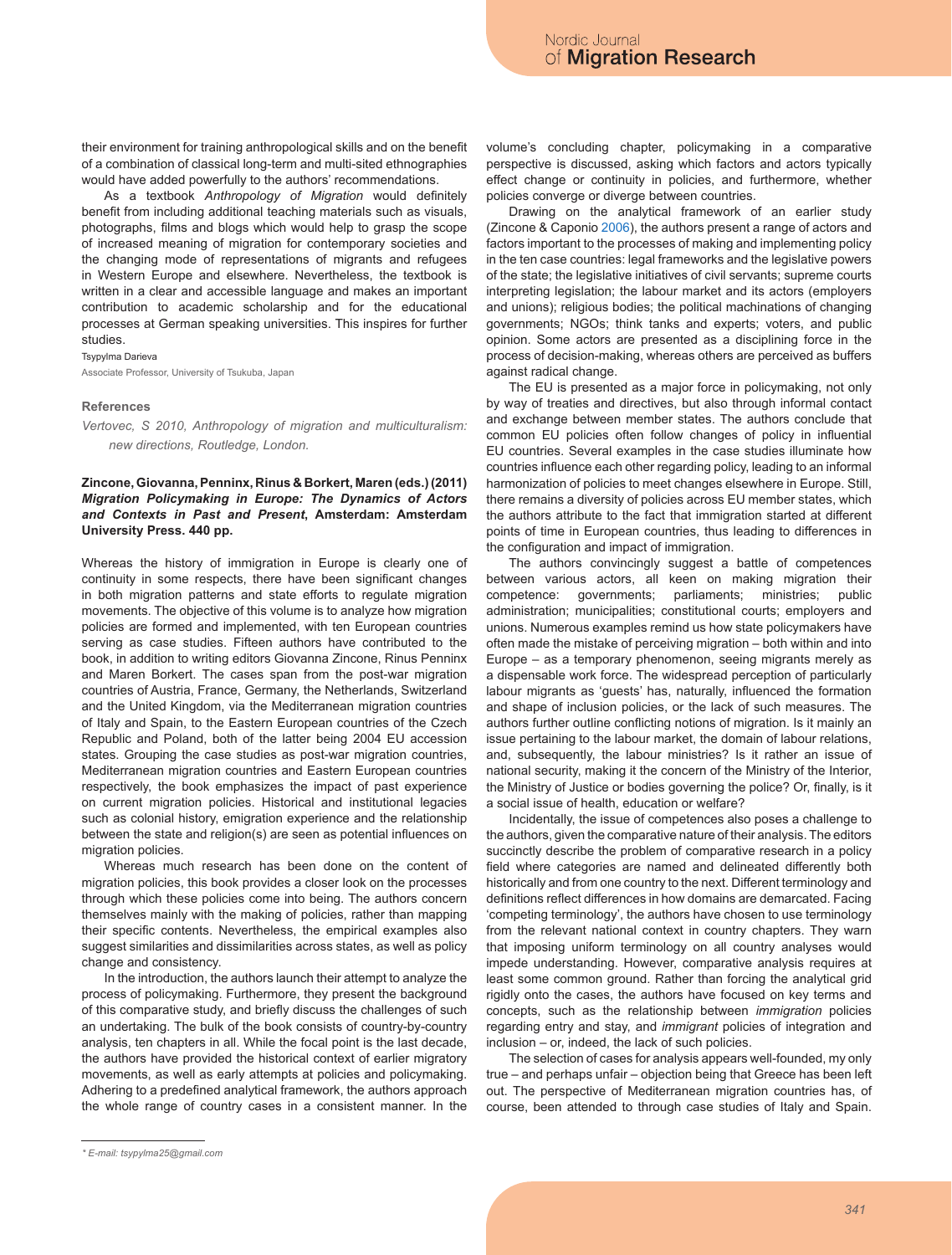their environment for training anthropological skills and on the benefit of a combination of classical long-term and multi-sited ethnographies would have added powerfully to the authors' recommendations.

As a textbook *Anthropology of Migration* would definitely benefit from including additional teaching materials such as visuals, photographs, films and blogs which would help to grasp the scope of increased meaning of migration for contemporary societies and the changing mode of representations of migrants and refugees in Western Europe and elsewhere. Nevertheless, the textbook is written in a clear and accessible language and makes an important contribution to academic scholarship and for the educational processes at German speaking universities. This inspires for further studies.

Tsypylma Darieva

Associate Professor, University of Tsukuba, Japan

### References

*Vertovec, S 2010, Anthropology of migration and multiculturalism: new directions, Routledge, London.*

**Zincone, Giovanna, Penninx, Rinus & Borkert, Maren (eds.) (2011) *Migration Policymaking in Europe: The Dynamics of Actors and Contexts in Past and Present*, Amsterdam: Amsterdam University Press. 440 pp.**

Whereas the history of immigration in Europe is clearly one of continuity in some respects, there have been significant changes in both migration patterns and state efforts to regulate migration movements. The objective of this volume is to analyze how migration policies are formed and implemented, with ten European countries serving as case studies. Fifteen authors have contributed to the book, in addition to writing editors Giovanna Zincone, Rinus Penninx and Maren Borkert. The cases span from the post-war migration countries of Austria, France, Germany, the Netherlands, Switzerland and the United Kingdom, via the Mediterranean migration countries of Italy and Spain, to the Eastern European countries of the Czech Republic and Poland, both of the latter being 2004 EU accession states. Grouping the case studies as post-war migration countries, Mediterranean migration countries and Eastern European countries respectively, the book emphasizes the impact of past experience on current migration policies. Historical and institutional legacies such as colonial history, emigration experience and the relationship between the state and religion(s) are seen as potential influences on migration policies.

Whereas much research has been done on the content of migration policies, this book provides a closer look on the processes through which these policies come into being. The authors concern themselves mainly with the making of policies, rather than mapping their specific contents. Nevertheless, the empirical examples also suggest similarities and dissimilarities across states, as well as policy change and consistency.

In the introduction, the authors launch their attempt to analyze the process of policymaking. Furthermore, they present the background of this comparative study, and briefly discuss the challenges of such an undertaking. The bulk of the book consists of country-by-country analysis, ten chapters in all. While the focal point is the last decade, the authors have provided the historical context of earlier migratory movements, as well as early attempts at policies and policymaking. Adhering to a predefined analytical framework, the authors approach the whole range of country cases in a consistent manner. In the volume's concluding chapter, policymaking in a comparative perspective is discussed, asking which factors and actors typically effect change or continuity in policies, and furthermore, whether policies converge or diverge between countries.

Drawing on the analytical framework of an earlier study (Zincone & Caponio 2006), the authors present a range of actors and factors important to the processes of making and implementing policy in the ten case countries: legal frameworks and the legislative powers of the state; the legislative initiatives of civil servants; supreme courts interpreting legislation; the labour market and its actors (employers and unions); religious bodies; the political machinations of changing governments; NGOs; think tanks and experts; voters, and public opinion. Some actors are presented as a disciplining force in the process of decision-making, whereas others are perceived as buffers against radical change.

The EU is presented as a major force in policymaking, not only by way of treaties and directives, but also through informal contact and exchange between member states. The authors conclude that common EU policies often follow changes of policy in influential EU countries. Several examples in the case studies illuminate how countries influence each other regarding policy, leading to an informal harmonization of policies to meet changes elsewhere in Europe. Still, there remains a diversity of policies across EU member states, which the authors attribute to the fact that immigration started at different points of time in European countries, thus leading to differences in the configuration and impact of immigration.

The authors convincingly suggest a battle of competences between various actors, all keen on making migration their competence: governments; parliaments; ministries; public administration; municipalities; constitutional courts; employers and unions. Numerous examples remind us how state policymakers have often made the mistake of perceiving migration – both within and into Europe – as a temporary phenomenon, seeing migrants merely as a dispensable work force. The widespread perception of particularly labour migrants as 'guests' has, naturally, influenced the formation and shape of inclusion policies, or the lack of such measures. The authors further outline conflicting notions of migration. Is it mainly an issue pertaining to the labour market, the domain of labour relations, and, subsequently, the labour ministries? Is it rather an issue of national security, making it the concern of the Ministry of the Interior, the Ministry of Justice or bodies governing the police? Or, finally, is it a social issue of health, education or welfare?

Incidentally, the issue of competences also poses a challenge to the authors, given the comparative nature of their analysis. The editors succinctly describe the problem of comparative research in a policy field where categories are named and delineated differently both historically and from one country to the next. Different terminology and definitions reflect differences in how domains are demarcated. Facing 'competing terminology', the authors have chosen to use terminology from the relevant national context in country chapters. They warn that imposing uniform terminology on all country analyses would impede understanding. However, comparative analysis requires at least some common ground. Rather than forcing the analytical grid rigidly onto the cases, the authors have focused on key terms and concepts, such as the relationship between *immigration* policies regarding entry and stay, and *immigrant* policies of integration and inclusion – or, indeed, the lack of such policies.

The selection of cases for analysis appears well-founded, my only true – and perhaps unfair – objection being that Greece has been left out. The perspective of Mediterranean migration countries has, of course, been attended to through case studies of Italy and Spain.

* E-mail: tsypylma25@gmail.com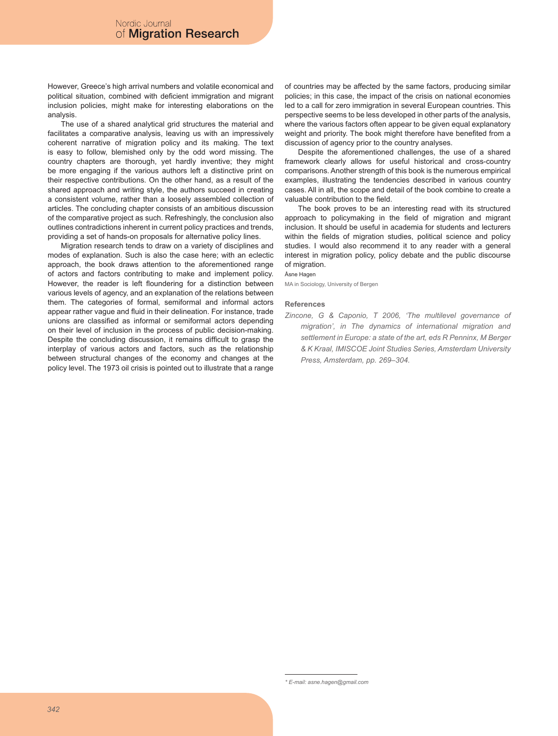However, Greece's high arrival numbers and volatile economical and political situation, combined with deficient immigration and migrant inclusion policies, might make for interesting elaborations on the analysis.

The use of a shared analytical grid structures the material and facilitates a comparative analysis, leaving us with an impressively coherent narrative of migration policy and its making. The text is easy to follow, blemished only by the odd word missing. The country chapters are thorough, yet hardly inventive; they might be more engaging if the various authors left a distinctive print on their respective contributions. On the other hand, as a result of the shared approach and writing style, the authors succeed in creating a consistent volume, rather than a loosely assembled collection of articles. The concluding chapter consists of an ambitious discussion of the comparative project as such. Refreshingly, the conclusion also outlines contradictions inherent in current policy practices and trends, providing a set of hands-on proposals for alternative policy lines.

Migration research tends to draw on a variety of disciplines and modes of explanation. Such is also the case here; with an eclectic approach, the book draws attention to the aforementioned range of actors and factors contributing to make and implement policy. However, the reader is left floundering for a distinction between various levels of agency, and an explanation of the relations between them. The categories of formal, semiformal and informal actors appear rather vague and fluid in their delineation. For instance, trade unions are classified as informal or semiformal actors depending on their level of inclusion in the process of public decision-making. Despite the concluding discussion, it remains difficult to grasp the interplay of various actors and factors, such as the relationship between structural changes of the economy and changes at the policy level. The 1973 oil crisis is pointed out to illustrate that a range of countries may be affected by the same factors, producing similar policies; in this case, the impact of the crisis on national economies led to a call for zero immigration in several European countries. This perspective seems to be less developed in other parts of the analysis, where the various factors often appear to be given equal explanatory weight and priority. The book might therefore have benefited from a discussion of agency prior to the country analyses.

Despite the aforementioned challenges, the use of a shared framework clearly allows for useful historical and cross-country comparisons. Another strength of this book is the numerous empirical examples, illustrating the tendencies described in various country cases. All in all, the scope and detail of the book combine to create a valuable contribution to the field.

The book proves to be an interesting read with its structured approach to policymaking in the field of migration and migrant inclusion. It should be useful in academia for students and lecturers within the fields of migration studies, political science and policy studies. I would also recommend it to any reader with a general interest in migration policy, policy debate and the public discourse of migration.

Åsne Hagen

MA in Sociology, University of Bergen

## References

*Zincone, G & Caponio, T 2006, 'The multilevel governance of migration', in The dynamics of international migration and settlement in Europe: a state of the art, eds R Penninx, M Berger & K Kraal, IMISCOE Joint Studies Series, Amsterdam University Press, Amsterdam, pp. 269–304.*

\* E-mail: asne.hagen@gmail.com